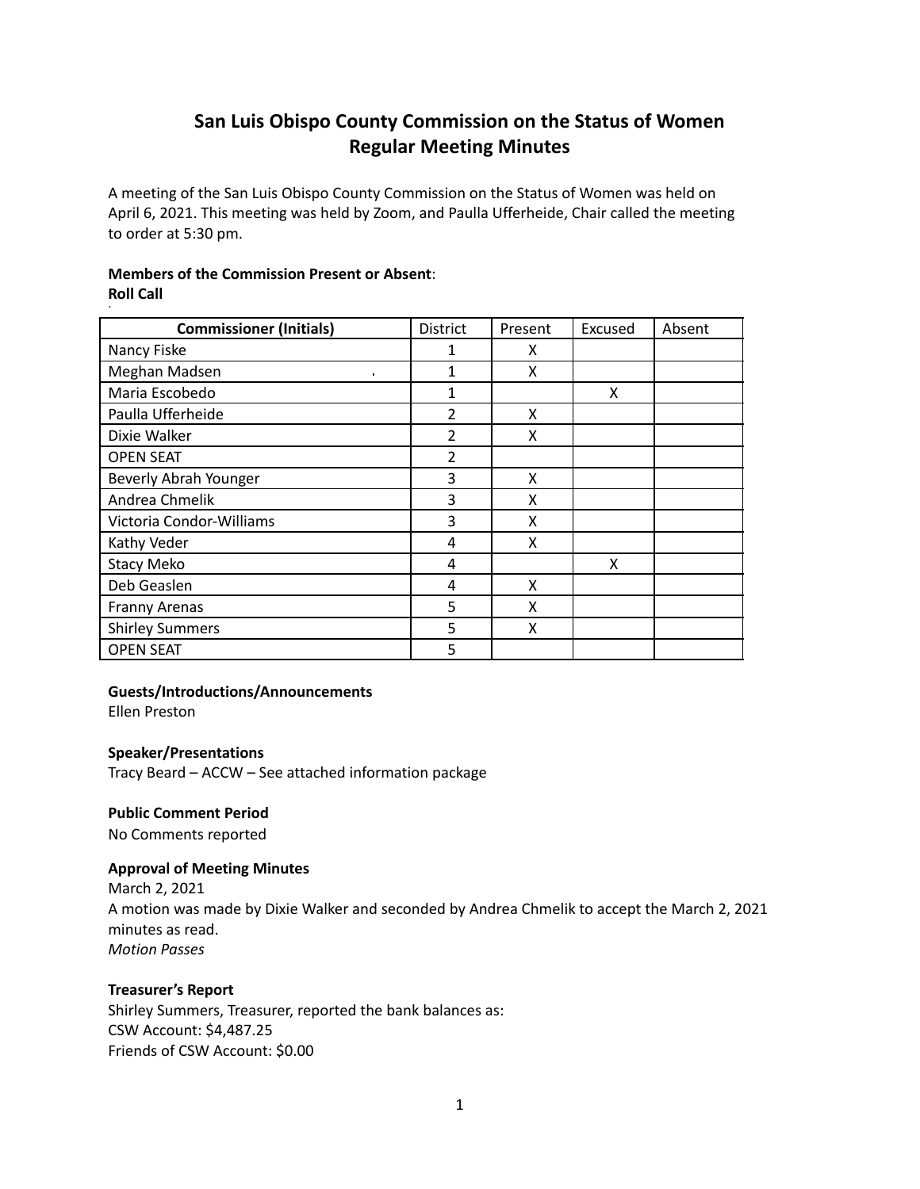# San Luis Obispo County Commission on the Status of Women
# Regular Meeting Minutes

A meeting of the San Luis Obispo County Commission on the Status of Women was held on April 6, 2021. This meeting was held by Zoom, and Paulla Ufferheide, Chair called the meeting to order at 5:30 pm.

**Members of the Commission Present or Absent**:
**Roll Call**

| Commissioner (Initials) | District | Present | Excused | Absent |
|---|---|---|---|---|
| Nancy Fiske | 1 | X | | |
| Meghan Madsen | 1 | X | | |
| Maria Escobedo | 1 | | X | |
| Paulla Ufferheide | 2 | X | | |
| Dixie Walker | 2 | X | | |
| OPEN SEAT | 2 | | | |
| Beverly Abrah Younger | 3 | X | | |
| Andrea Chmelik | 3 | X | | |
| Victoria Condor-Williams | 3 | X | | |
| Kathy Veder | 4 | X | | |
| Stacy Meko | 4 | | X | |
| Deb Geaslen | 4 | X | | |
| Franny Arenas | 5 | X | | |
| Shirley Summers | 5 | X | | |
| OPEN SEAT | 5 | | | |

**Guests/Introductions/Announcements**
Ellen Preston

**Speaker/Presentations**
Tracy Beard – ACCW – See attached information package

**Public Comment Period**
No Comments reported

**Approval of Meeting Minutes**
March 2, 2021
A motion was made by Dixie Walker and seconded by Andrea Chmelik to accept the March 2, 2021 minutes as read.
*Motion Passes*

**Treasurer's Report**
Shirley Summers, Treasurer, reported the bank balances as:
CSW Account: $4,487.25
Friends of CSW Account: $0.00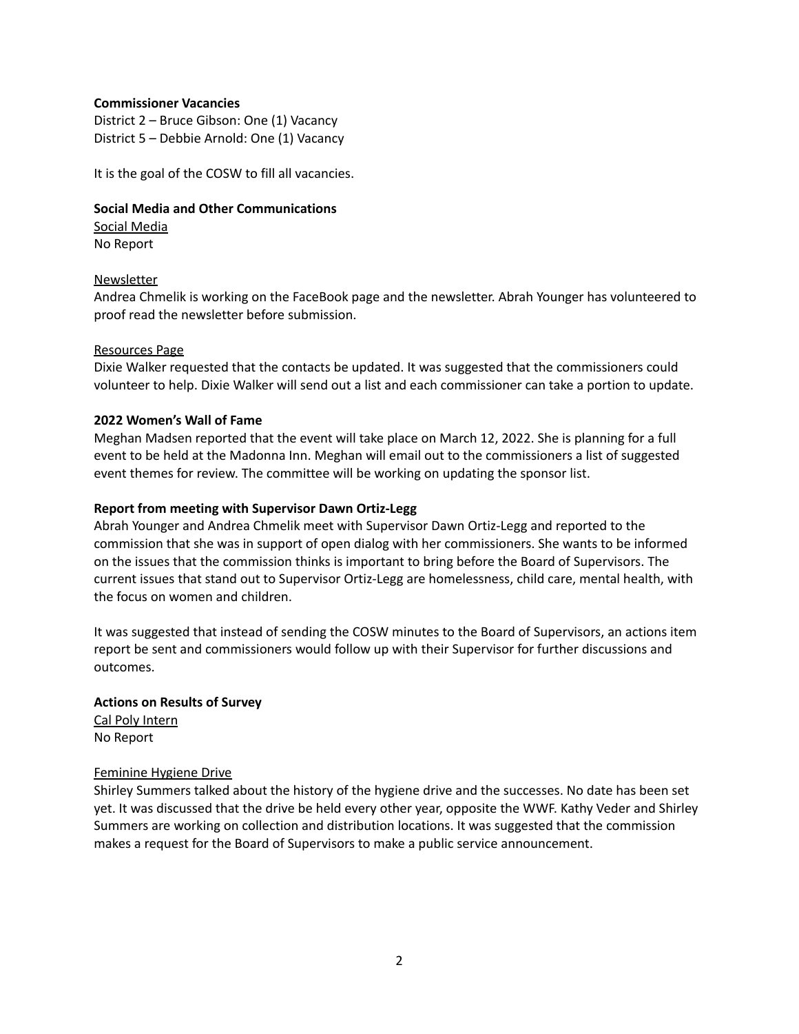**Commissioner Vacancies**

District 2 – Bruce Gibson: One (1) Vacancy
District 5 – Debbie Arnold: One (1) Vacancy

It is the goal of the COSW to fill all vacancies.

**Social Media and Other Communications**

Social Media
No Report

Newsletter
Andrea Chmelik is working on the FaceBook page and the newsletter. Abrah Younger has volunteered to proof read the newsletter before submission.

Resources Page
Dixie Walker requested that the contacts be updated. It was suggested that the commissioners could volunteer to help. Dixie Walker will send out a list and each commissioner can take a portion to update.

**2022 Women's Wall of Fame**

Meghan Madsen reported that the event will take place on March 12, 2022. She is planning for a full event to be held at the Madonna Inn. Meghan will email out to the commissioners a list of suggested event themes for review. The committee will be working on updating the sponsor list.

**Report from meeting with Supervisor Dawn Ortiz-Legg**

Abrah Younger and Andrea Chmelik meet with Supervisor Dawn Ortiz-Legg and reported to the commission that she was in support of open dialog with her commissioners. She wants to be informed on the issues that the commission thinks is important to bring before the Board of Supervisors. The current issues that stand out to Supervisor Ortiz-Legg are homelessness, child care, mental health, with the focus on women and children.

It was suggested that instead of sending the COSW minutes to the Board of Supervisors, an actions item report be sent and commissioners would follow up with their Supervisor for further discussions and outcomes.

**Actions on Results of Survey**

Cal Poly Intern
No Report

Feminine Hygiene Drive
Shirley Summers talked about the history of the hygiene drive and the successes. No date has been set yet. It was discussed that the drive be held every other year, opposite the WWF. Kathy Veder and Shirley Summers are working on collection and distribution locations. It was suggested that the commission makes a request for the Board of Supervisors to make a public service announcement.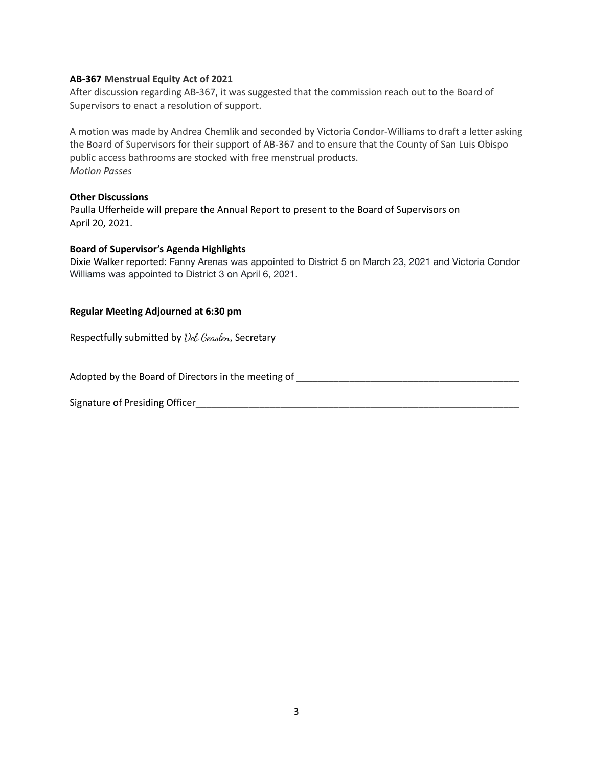**AB-367 Menstrual Equity Act of 2021**

After discussion regarding AB-367, it was suggested that the commission reach out to the Board of Supervisors to enact a resolution of support.

A motion was made by Andrea Chemlik and seconded by Victoria Condor-Williams to draft a letter asking the Board of Supervisors for their support of AB-367 and to ensure that the County of San Luis Obispo public access bathrooms are stocked with free menstrual products.
*Motion Passes*

**Other Discussions**

Paulla Ufferheide will prepare the Annual Report to present to the Board of Supervisors on April 20, 2021.

**Board of Supervisor's Agenda Highlights**

Dixie Walker reported: Fanny Arenas was appointed to District 5 on March 23, 2021 and Victoria Condor Williams was appointed to District 3 on April 6, 2021.

**Regular Meeting Adjourned at 6:30 pm**

Respectfully submitted by *Deb Geaslen*, Secretary

Adopted by the Board of Directors in the meeting of ___________________________________________

Signature of Presiding Officer_______________________________________________________________